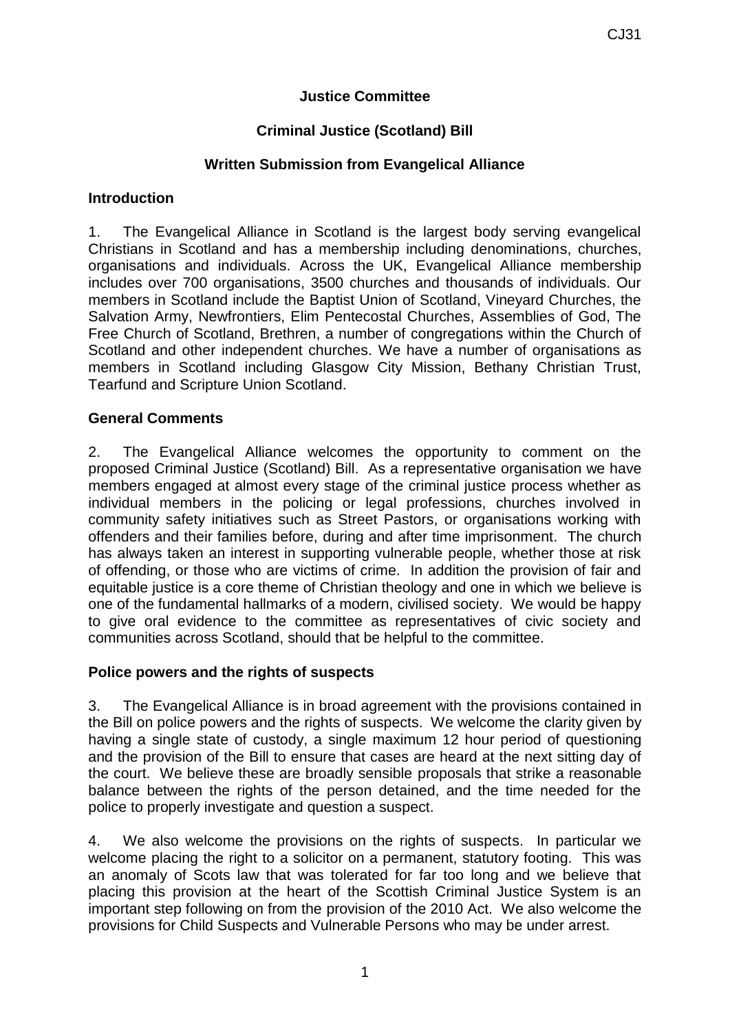**Justice Committee**

**Criminal Justice (Scotland) Bill**

**Written Submission from Evangelical Alliance**

**Introduction**

1. The Evangelical Alliance in Scotland is the largest body serving evangelical Christians in Scotland and has a membership including denominations, churches, organisations and individuals. Across the UK, Evangelical Alliance membership includes over 700 organisations, 3500 churches and thousands of individuals. Our members in Scotland include the Baptist Union of Scotland, Vineyard Churches, the Salvation Army, Newfrontiers, Elim Pentecostal Churches, Assemblies of God, The Free Church of Scotland, Brethren, a number of congregations within the Church of Scotland and other independent churches. We have a number of organisations as members in Scotland including Glasgow City Mission, Bethany Christian Trust, Tearfund and Scripture Union Scotland.

**General Comments**

2. The Evangelical Alliance welcomes the opportunity to comment on the proposed Criminal Justice (Scotland) Bill. As a representative organisation we have members engaged at almost every stage of the criminal justice process whether as individual members in the policing or legal professions, churches involved in community safety initiatives such as Street Pastors, or organisations working with offenders and their families before, during and after time imprisonment. The church has always taken an interest in supporting vulnerable people, whether those at risk of offending, or those who are victims of crime. In addition the provision of fair and equitable justice is a core theme of Christian theology and one in which we believe is one of the fundamental hallmarks of a modern, civilised society. We would be happy to give oral evidence to the committee as representatives of civic society and communities across Scotland, should that be helpful to the committee.

**Police powers and the rights of suspects**

3. The Evangelical Alliance is in broad agreement with the provisions contained in the Bill on police powers and the rights of suspects. We welcome the clarity given by having a single state of custody, a single maximum 12 hour period of questioning and the provision of the Bill to ensure that cases are heard at the next sitting day of the court. We believe these are broadly sensible proposals that strike a reasonable balance between the rights of the person detained, and the time needed for the police to properly investigate and question a suspect.

4. We also welcome the provisions on the rights of suspects. In particular we welcome placing the right to a solicitor on a permanent, statutory footing. This was an anomaly of Scots law that was tolerated for far too long and we believe that placing this provision at the heart of the Scottish Criminal Justice System is an important step following on from the provision of the 2010 Act. We also welcome the provisions for Child Suspects and Vulnerable Persons who may be under arrest.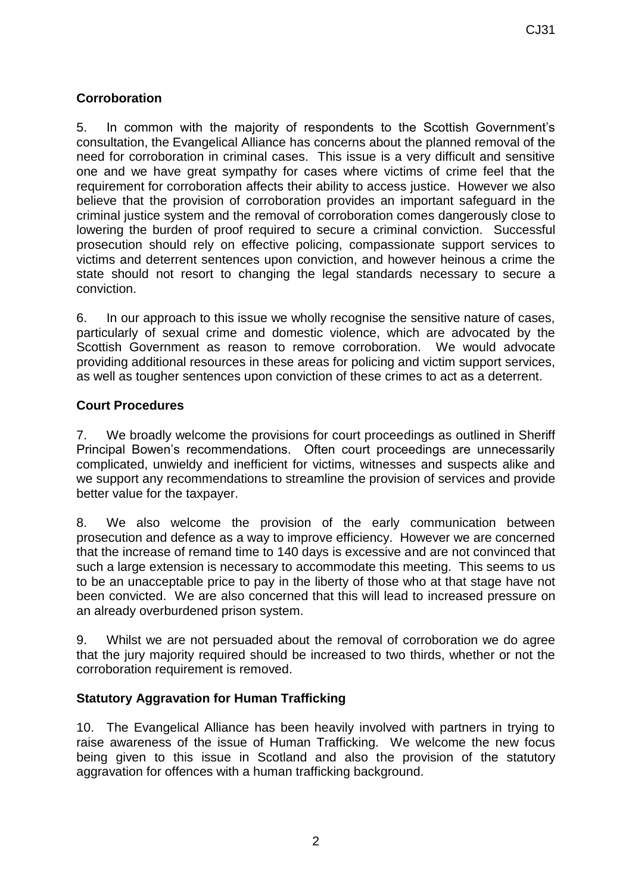## Corroboration

5. In common with the majority of respondents to the Scottish Government's consultation, the Evangelical Alliance has concerns about the planned removal of the need for corroboration in criminal cases. This issue is a very difficult and sensitive one and we have great sympathy for cases where victims of crime feel that the requirement for corroboration affects their ability to access justice. However we also believe that the provision of corroboration provides an important safeguard in the criminal justice system and the removal of corroboration comes dangerously close to lowering the burden of proof required to secure a criminal conviction. Successful prosecution should rely on effective policing, compassionate support services to victims and deterrent sentences upon conviction, and however heinous a crime the state should not resort to changing the legal standards necessary to secure a conviction.

6. In our approach to this issue we wholly recognise the sensitive nature of cases, particularly of sexual crime and domestic violence, which are advocated by the Scottish Government as reason to remove corroboration. We would advocate providing additional resources in these areas for policing and victim support services, as well as tougher sentences upon conviction of these crimes to act as a deterrent.

## Court Procedures

7. We broadly welcome the provisions for court proceedings as outlined in Sheriff Principal Bowen's recommendations. Often court proceedings are unnecessarily complicated, unwieldy and inefficient for victims, witnesses and suspects alike and we support any recommendations to streamline the provision of services and provide better value for the taxpayer.

8. We also welcome the provision of the early communication between prosecution and defence as a way to improve efficiency. However we are concerned that the increase of remand time to 140 days is excessive and are not convinced that such a large extension is necessary to accommodate this meeting. This seems to us to be an unacceptable price to pay in the liberty of those who at that stage have not been convicted. We are also concerned that this will lead to increased pressure on an already overburdened prison system.

9. Whilst we are not persuaded about the removal of corroboration we do agree that the jury majority required should be increased to two thirds, whether or not the corroboration requirement is removed.

## Statutory Aggravation for Human Trafficking

10. The Evangelical Alliance has been heavily involved with partners in trying to raise awareness of the issue of Human Trafficking. We welcome the new focus being given to this issue in Scotland and also the provision of the statutory aggravation for offences with a human trafficking background.